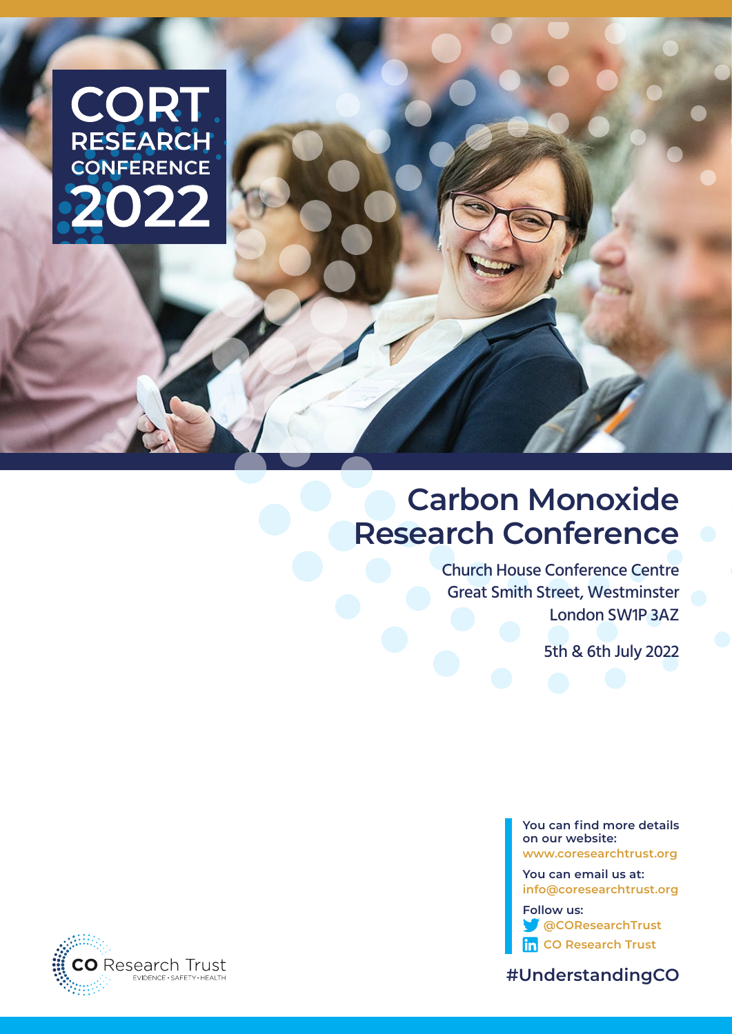# CORT RESEARCH CONFERENCE 2022

## Carbon Monoxide Research Conference

Church House Conference Centre
Great Smith Street, Westminster
London SW1P 3AZ

5th & 6th July 2022

**You can find more details on our website:**
**www.coresearchtrust.org**

**You can email us at:**
**info@coresearchtrust.org**

**Follow us:**
**@COResearchTrust**
**CO Research Trust**

**#UnderstandingCO**

CO Research Trust
EVIDENCE • SAFETY • HEALTH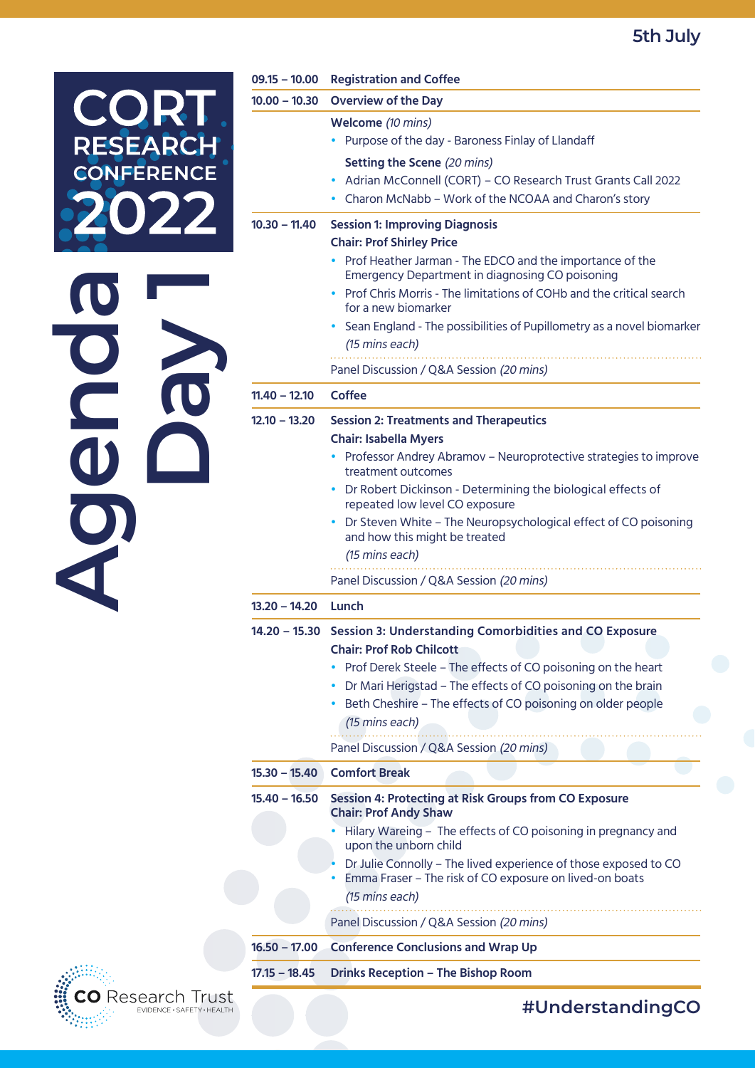# CORT RESEARCH CONFERENCE 2022

# Agenda Day 1

**5th July**

| Time | Session |
|---|---|
| 09.15 – 10.00 | **Registration and Coffee** |
| 10.00 – 10.30 | **Overview of the Day** |
| | **Welcome** *(10 mins)*<br>• Purpose of the day - Baroness Finlay of Llandaff<br>**Setting the Scene** *(20 mins)*<br>• Adrian McConnell (CORT) – CO Research Trust Grants Call 2022<br>• Charon McNabb – Work of the NCOAA and Charon's story |
| 10.30 – 11.40 | **Session 1: Improving Diagnosis**<br>**Chair: Prof Shirley Price**<br>• Prof Heather Jarman - The EDCO and the importance of the Emergency Department in diagnosing CO poisoning<br>• Prof Chris Morris - The limitations of COHb and the critical search for a new biomarker<br>• Sean England - The possibilities of Pupillometry as a novel biomarker<br>*(15 mins each)*<br>Panel Discussion / Q&A Session *(20 mins)* |
| 11.40 – 12.10 | **Coffee** |
| 12.10 – 13.20 | **Session 2: Treatments and Therapeutics**<br>**Chair: Isabella Myers**<br>• Professor Andrey Abramov – Neuroprotective strategies to improve treatment outcomes<br>• Dr Robert Dickinson - Determining the biological effects of repeated low level CO exposure<br>• Dr Steven White – The Neuropsychological effect of CO poisoning and how this might be treated<br>*(15 mins each)*<br>Panel Discussion / Q&A Session *(20 mins)* |
| 13.20 – 14.20 | **Lunch** |
| 14.20 – 15.30 | **Session 3: Understanding Comorbidities and CO Exposure**<br>**Chair: Prof Rob Chilcott**<br>• Prof Derek Steele – The effects of CO poisoning on the heart<br>• Dr Mari Herigstad – The effects of CO poisoning on the brain<br>• Beth Cheshire – The effects of CO poisoning on older people<br>*(15 mins each)*<br>Panel Discussion / Q&A Session *(20 mins)* |
| 15.30 – 15.40 | **Comfort Break** |
| 15.40 – 16.50 | **Session 4: Protecting at Risk Groups from CO Exposure**<br>**Chair: Prof Andy Shaw**<br>• Hilary Wareing – The effects of CO poisoning in pregnancy and upon the unborn child<br>• Dr Julie Connolly – The lived experience of those exposed to CO<br>• Emma Fraser – The risk of CO exposure on lived-on boats<br>*(15 mins each)*<br>Panel Discussion / Q&A Session *(20 mins)* |
| 16.50 – 17.00 | **Conference Conclusions and Wrap Up** |
| 17.15 – 18.45 | **Drinks Reception – The Bishop Room** |

CO Research Trust
EVIDENCE • SAFETY • HEALTH

#UnderstandingCO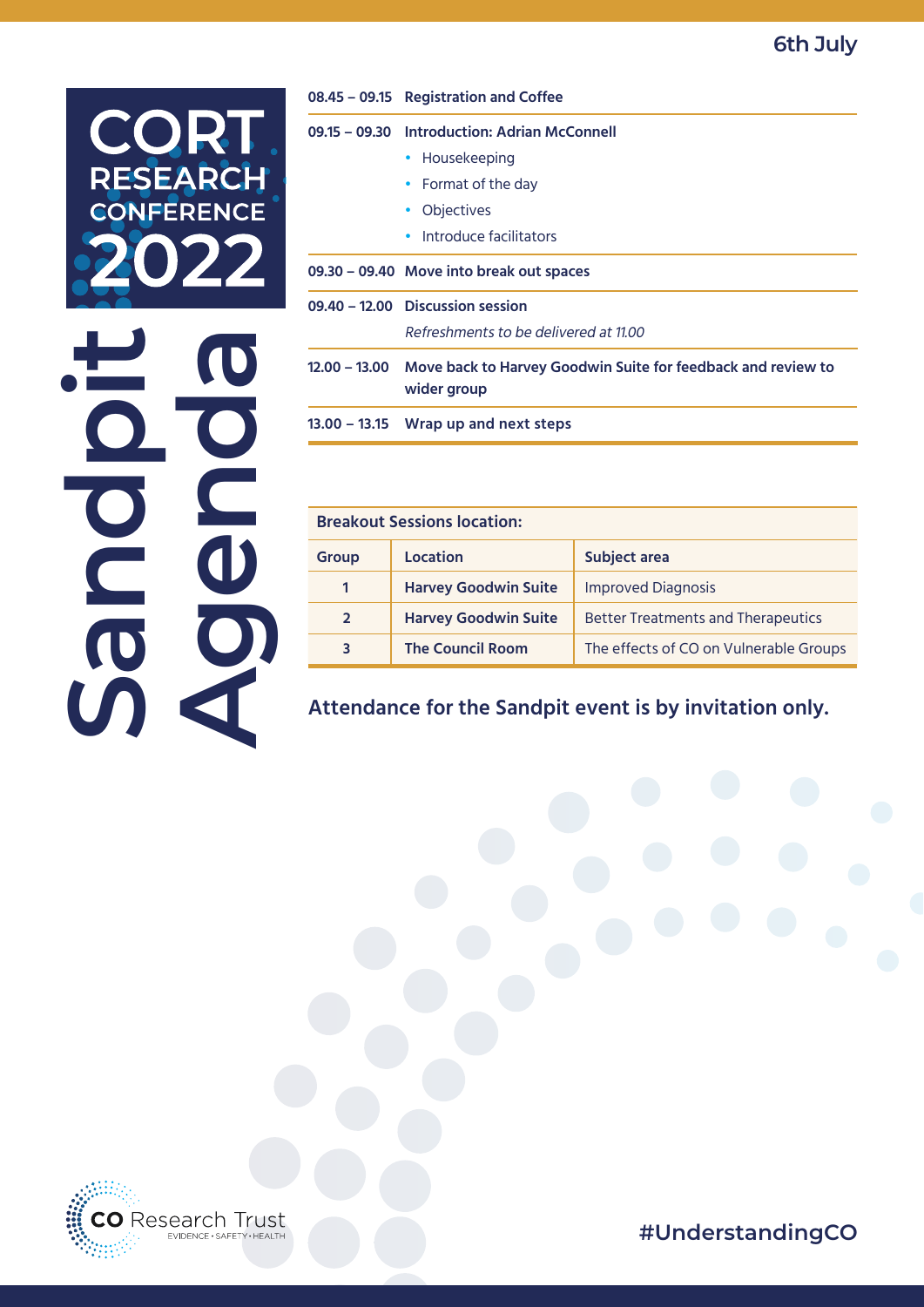6th July

# CORT RESEARCH CONFERENCE 2022

# Sandpit Agenda

| | |
|---|---|
| **08.45 – 09.15** | **Registration and Coffee** |
| **09.15 – 09.30** | **Introduction: Adrian McConnell**<br>• Housekeeping<br>• Format of the day<br>• Objectives<br>• Introduce facilitators |
| **09.30 – 09.40** | **Move into break out spaces** |
| **09.40 – 12.00** | **Discussion session**<br>*Refreshments to be delivered at 11.00* |
| **12.00 – 13.00** | **Move back to Harvey Goodwin Suite for feedback and review to wider group** |
| **13.00 – 13.15** | **Wrap up and next steps** |

**Breakout Sessions location:**

| Group | Location | Subject area |
|---|---|---|
| 1 | **Harvey Goodwin Suite** | Improved Diagnosis |
| 2 | **Harvey Goodwin Suite** | Better Treatments and Therapeutics |
| 3 | **The Council Room** | The effects of CO on Vulnerable Groups |

**Attendance for the Sandpit event is by invitation only.**

CO Research Trust
EVIDENCE • SAFETY • HEALTH

#UnderstandingCO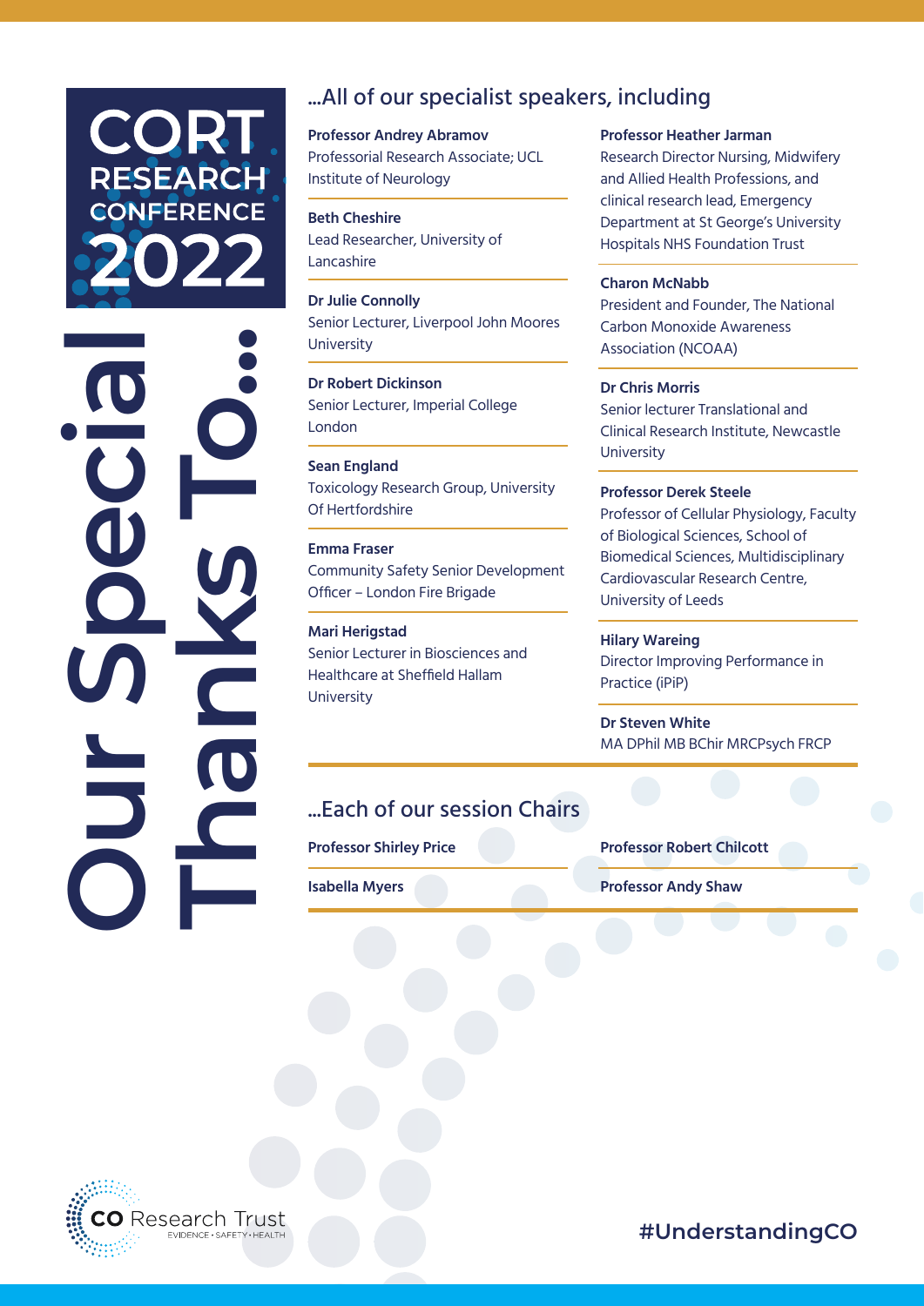CORT RESEARCH CONFERENCE 2022

# Our Special Thanks To...

## ...All of our specialist speakers, including

**Professor Andrey Abramov**
Professorial Research Associate; UCL Institute of Neurology

**Beth Cheshire**
Lead Researcher, University of Lancashire

**Dr Julie Connolly**
Senior Lecturer, Liverpool John Moores University

**Dr Robert Dickinson**
Senior Lecturer, Imperial College London

**Sean England**
Toxicology Research Group, University Of Hertfordshire

**Emma Fraser**
Community Safety Senior Development Officer – London Fire Brigade

**Mari Herigstad**
Senior Lecturer in Biosciences and Healthcare at Sheffield Hallam University

**Professor Heather Jarman**
Research Director Nursing, Midwifery and Allied Health Professions, and clinical research lead, Emergency Department at St George's University Hospitals NHS Foundation Trust

**Charon McNabb**
President and Founder, The National Carbon Monoxide Awareness Association (NCOAA)

**Dr Chris Morris**
Senior lecturer Translational and Clinical Research Institute, Newcastle University

**Professor Derek Steele**
Professor of Cellular Physiology, Faculty of Biological Sciences, School of Biomedical Sciences, Multidisciplinary Cardiovascular Research Centre, University of Leeds

**Hilary Wareing**
Director Improving Performance in Practice (iPiP)

**Dr Steven White**
MA DPhil MB BChir MRCPsych FRCP

## ...Each of our session Chairs

**Professor Shirley Price**

**Isabella Myers**

**Professor Robert Chilcott**

**Professor Andy Shaw**

CO Research Trust
EVIDENCE • SAFETY • HEALTH

#UnderstandingCO